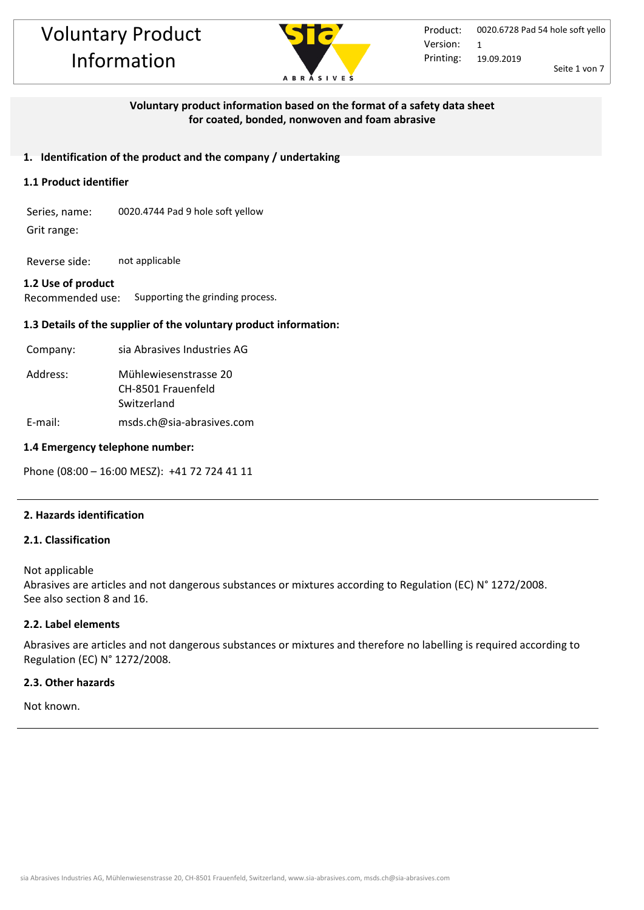# Voluntary Product Information

**Voluntary product information based on the format of a safety data sheet for coated, bonded, nonwoven and foam abrasive**

## 1. Identification of the product and the company / undertaking

### 1.1 Product identifier

Series, name: 0020.4744 Pad 9 hole soft yellow

Grit range:

Reverse side: not applicable

### 1.2 Use of product

Recommended use: Supporting the grinding process.

### 1.3 Details of the supplier of the voluntary product information:

Company: sia Abrasives Industries AG

Address: Mühlewiesenstrasse 20
CH-8501 Frauenfeld
Switzerland

E-mail: msds.ch@sia-abrasives.com

### 1.4 Emergency telephone number:

Phone (08:00 – 16:00 MESZ): +41 72 724 41 11

## 2. Hazards identification

### 2.1. Classification

Not applicable
Abrasives are articles and not dangerous substances or mixtures according to Regulation (EC) N° 1272/2008.
See also section 8 and 16.

### 2.2. Label elements

Abrasives are articles and not dangerous substances or mixtures and therefore no labelling is required according to Regulation (EC) N° 1272/2008.

### 2.3. Other hazards

Not known.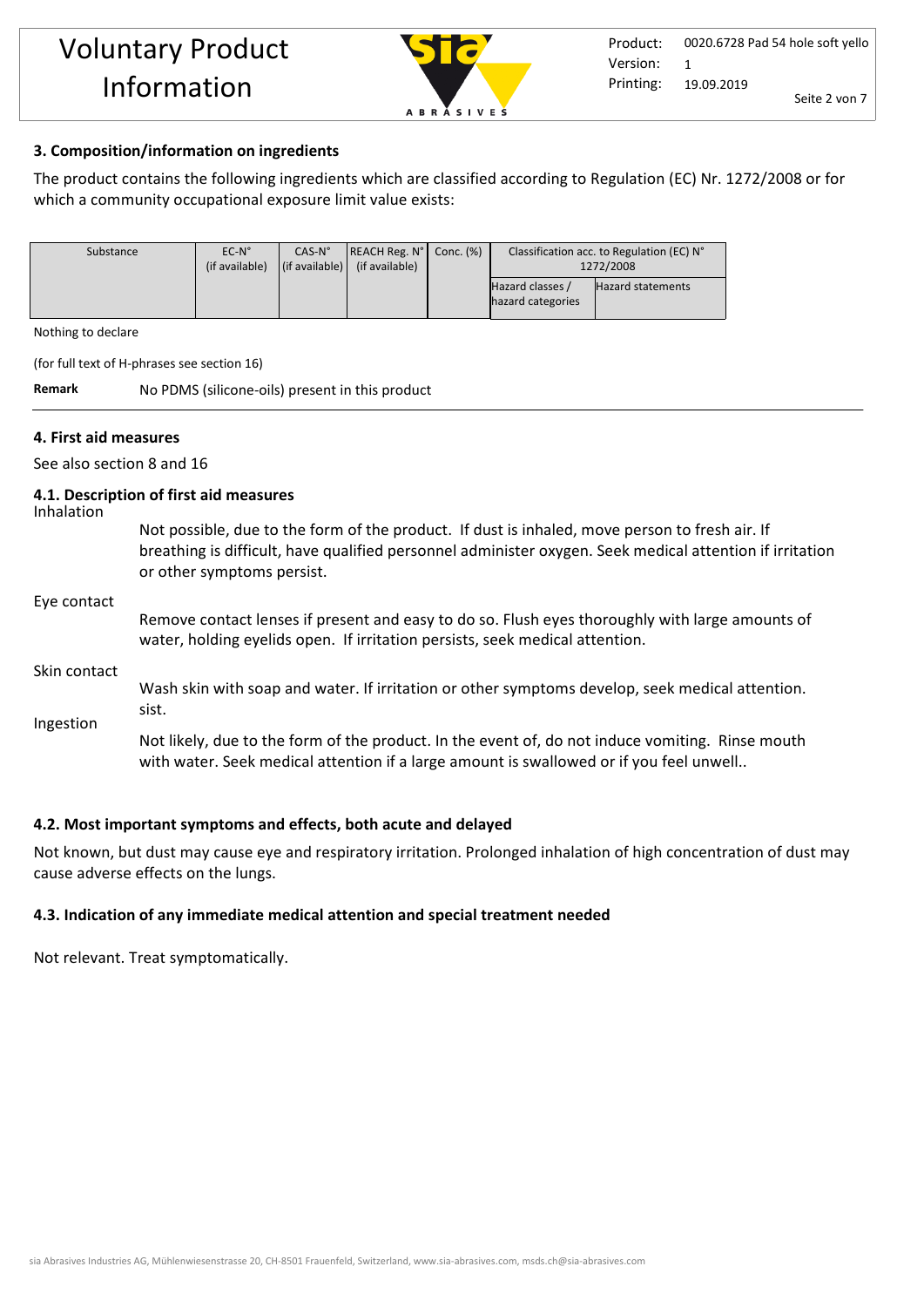## 3. Composition/information on ingredients

The product contains the following ingredients which are classified according to Regulation (EC) Nr. 1272/2008 or for which a community occupational exposure limit value exists:

| Substance | EC-N° (if available) | CAS-N° (if available) | REACH Reg. N° (if available) | Conc. (%) | Classification acc. to Regulation (EC) N° 1272/2008 | |
|---|---|---|---|---|---|---|
| | | | | | Hazard classes / hazard categories | Hazard statements |

Nothing to declare

(for full text of H-phrases see section 16)

**Remark** No PDMS (silicone-oils) present in this product

## 4. First aid measures

See also section 8 and 16

### 4.1. Description of first aid measures

**Inhalation**

Not possible, due to the form of the product. If dust is inhaled, move person to fresh air. If breathing is difficult, have qualified personnel administer oxygen. Seek medical attention if irritation or other symptoms persist.

**Eye contact**

Remove contact lenses if present and easy to do so. Flush eyes thoroughly with large amounts of water, holding eyelids open. If irritation persists, seek medical attention.

**Skin contact**

Wash skin with soap and water. If irritation or other symptoms develop, seek medical attention. sist.

**Ingestion**

Not likely, due to the form of the product. In the event of, do not induce vomiting. Rinse mouth with water. Seek medical attention if a large amount is swallowed or if you feel unwell..

### 4.2. Most important symptoms and effects, both acute and delayed

Not known, but dust may cause eye and respiratory irritation. Prolonged inhalation of high concentration of dust may cause adverse effects on the lungs.

### 4.3. Indication of any immediate medical attention and special treatment needed

Not relevant. Treat symptomatically.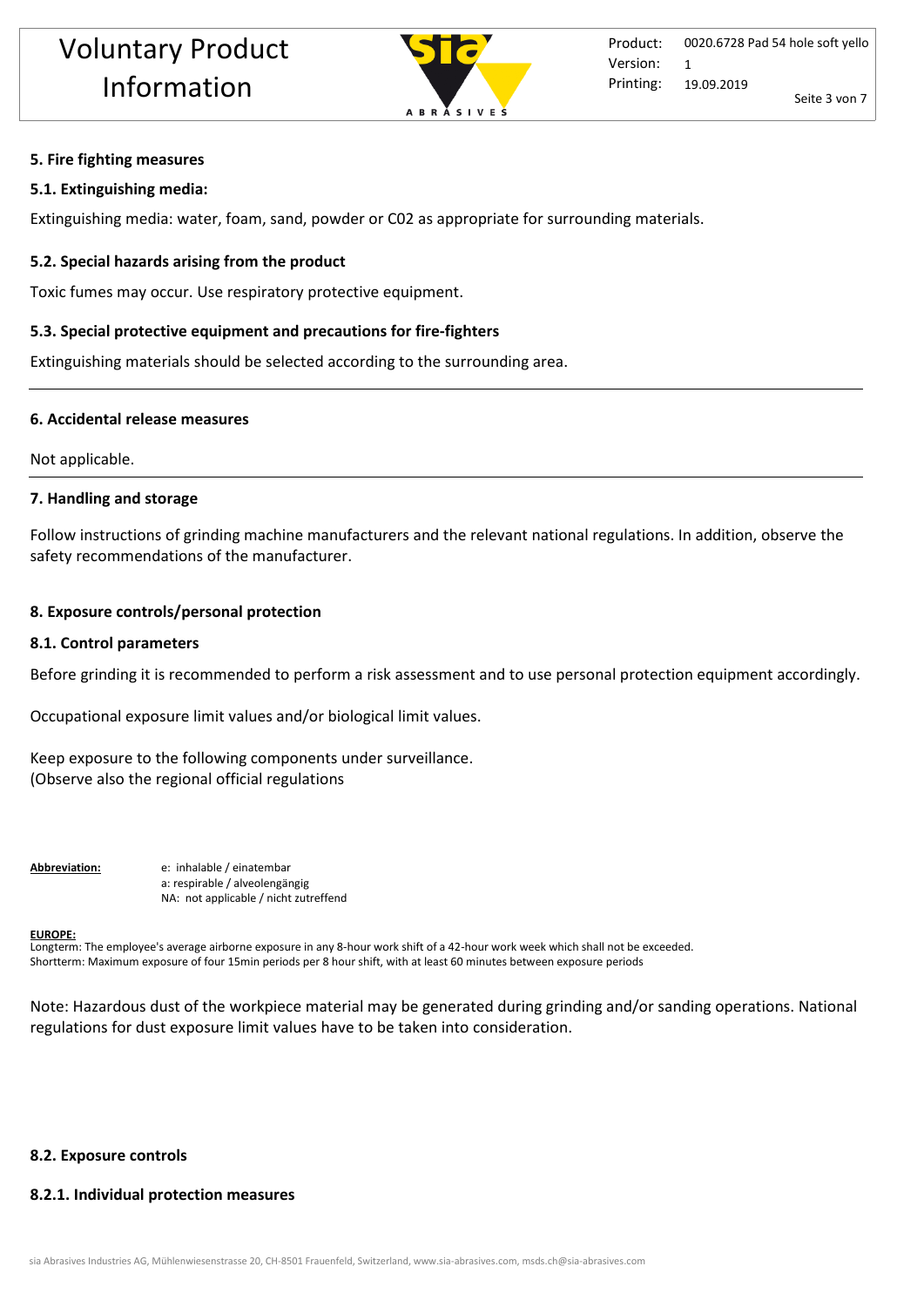## 5. Fire fighting measures

### 5.1. Extinguishing media:

Extinguishing media: water, foam, sand, powder or C02 as appropriate for surrounding materials.

### 5.2. Special hazards arising from the product

Toxic fumes may occur. Use respiratory protective equipment.

### 5.3. Special protective equipment and precautions for fire-fighters

Extinguishing materials should be selected according to the surrounding area.

---

## 6. Accidental release measures

Not applicable.

---

## 7. Handling and storage

Follow instructions of grinding machine manufacturers and the relevant national regulations. In addition, observe the safety recommendations of the manufacturer.

## 8. Exposure controls/personal protection

### 8.1. Control parameters

Before grinding it is recommended to perform a risk assessment and to use personal protection equipment accordingly.

Occupational exposure limit values and/or biological limit values.

Keep exposure to the following components under surveillance.
(Observe also the regional official regulations

**Abbreviation:**
e: inhalable / einatembar
a: respirable / alveolengängig
NA: not applicable / nicht zutreffend

**EUROPE:**
Longterm: The employee's average airborne exposure in any 8-hour work shift of a 42-hour work week which shall not be exceeded.
Shortterm: Maximum exposure of four 15min periods per 8 hour shift, with at least 60 minutes between exposure periods

Note: Hazardous dust of the workpiece material may be generated during grinding and/or sanding operations. National regulations for dust exposure limit values have to be taken into consideration.

### 8.2. Exposure controls

#### 8.2.1. Individual protection measures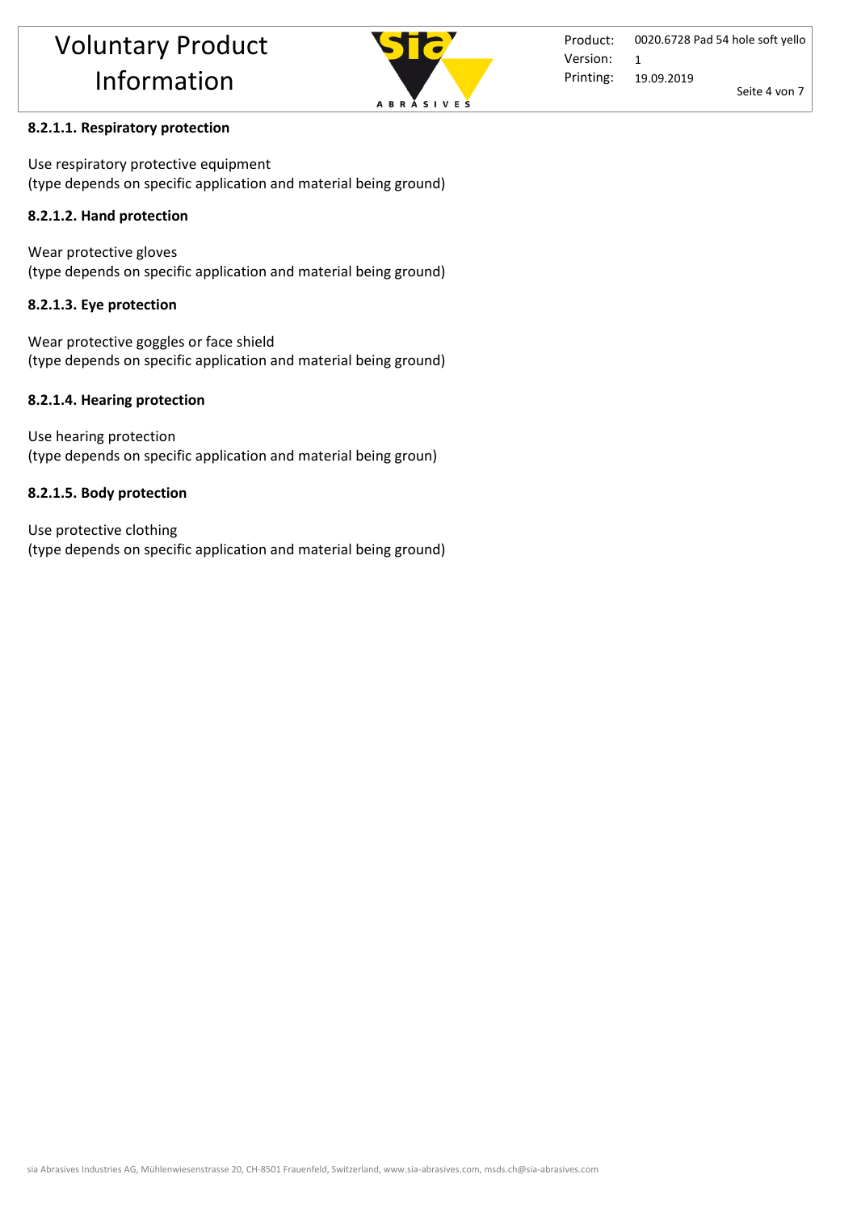#### 8.2.1.1. Respiratory protection

Use respiratory protective equipment
(type depends on specific application and material being ground)

#### 8.2.1.2. Hand protection

Wear protective gloves
(type depends on specific application and material being ground)

#### 8.2.1.3. Eye protection

Wear protective goggles or face shield
(type depends on specific application and material being ground)

#### 8.2.1.4. Hearing protection

Use hearing protection
(type depends on specific application and material being groun)

#### 8.2.1.5. Body protection

Use protective clothing
(type depends on specific application and material being ground)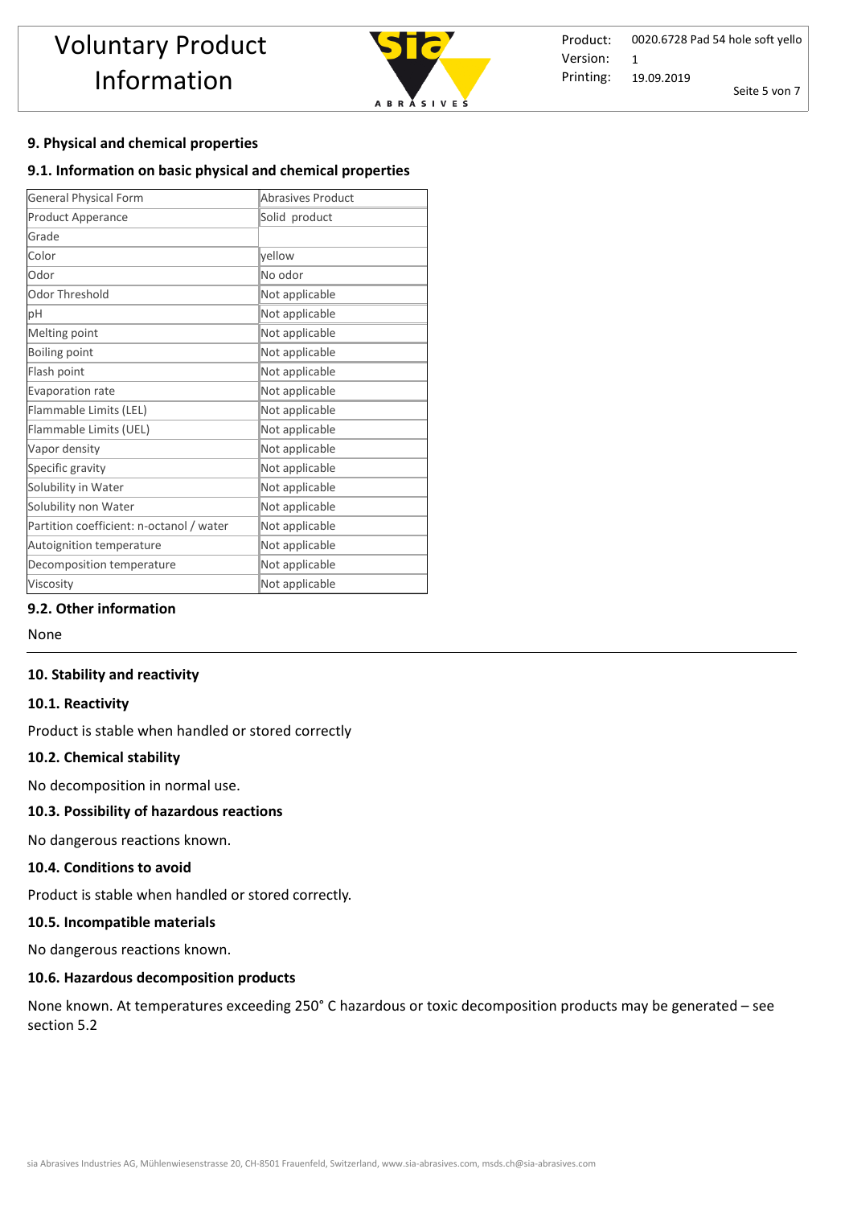## 9. Physical and chemical properties

### 9.1. Information on basic physical and chemical properties

| General Physical Form | Abrasives Product |
|---|---|
| Product Apperance | Solid product |
| Grade | |
| Color | yellow |
| Odor | No odor |
| Odor Threshold | Not applicable |
| pH | Not applicable |
| Melting point | Not applicable |
| Boiling point | Not applicable |
| Flash point | Not applicable |
| Evaporation rate | Not applicable |
| Flammable Limits (LEL) | Not applicable |
| Flammable Limits (UEL) | Not applicable |
| Vapor density | Not applicable |
| Specific gravity | Not applicable |
| Solubility in Water | Not applicable |
| Solubility non Water | Not applicable |
| Partition coefficient: n-octanol / water | Not applicable |
| Autoignition temperature | Not applicable |
| Decomposition temperature | Not applicable |
| Viscosity | Not applicable |

### 9.2. Other information

None

## 10. Stability and reactivity

### 10.1. Reactivity

Product is stable when handled or stored correctly

### 10.2. Chemical stability

No decomposition in normal use.

### 10.3. Possibility of hazardous reactions

No dangerous reactions known.

### 10.4. Conditions to avoid

Product is stable when handled or stored correctly.

### 10.5. Incompatible materials

No dangerous reactions known.

### 10.6. Hazardous decomposition products

None known. At temperatures exceeding 250° C hazardous or toxic decomposition products may be generated – see section 5.2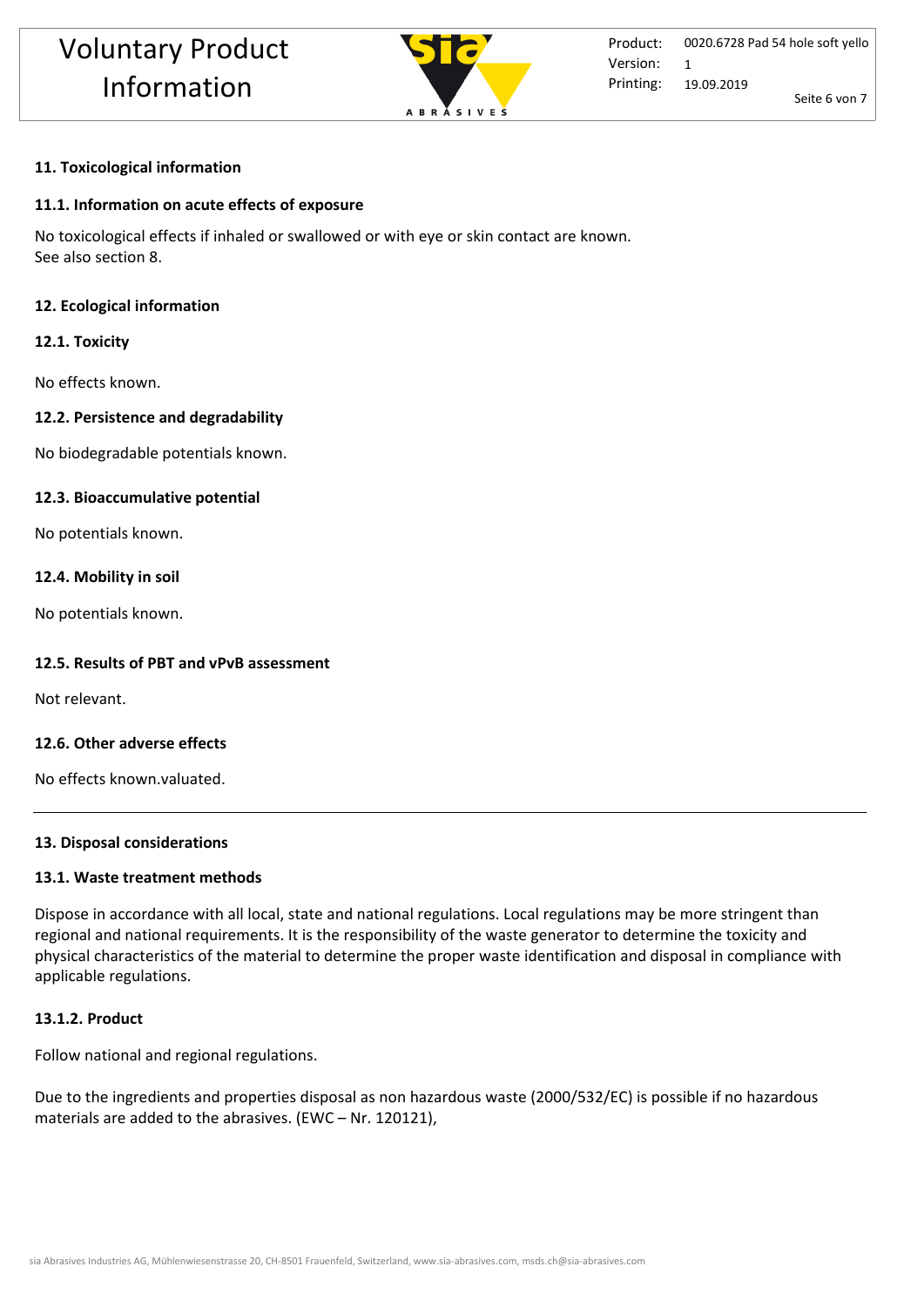## 11. Toxicological information

### 11.1. Information on acute effects of exposure

No toxicological effects if inhaled or swallowed or with eye or skin contact are known.
See also section 8.

## 12. Ecological information

### 12.1. Toxicity

No effects known.

### 12.2. Persistence and degradability

No biodegradable potentials known.

### 12.3. Bioaccumulative potential

No potentials known.

### 12.4. Mobility in soil

No potentials known.

### 12.5. Results of PBT and vPvB assessment

Not relevant.

### 12.6. Other adverse effects

No effects known.valuated.

---

## 13. Disposal considerations

### 13.1. Waste treatment methods

Dispose in accordance with all local, state and national regulations. Local regulations may be more stringent than regional and national requirements. It is the responsibility of the waste generator to determine the toxicity and physical characteristics of the material to determine the proper waste identification and disposal in compliance with applicable regulations.

### 13.1.2. Product

Follow national and regional regulations.

Due to the ingredients and properties disposal as non hazardous waste (2000/532/EC) is possible if no hazardous materials are added to the abrasives. (EWC – Nr. 120121),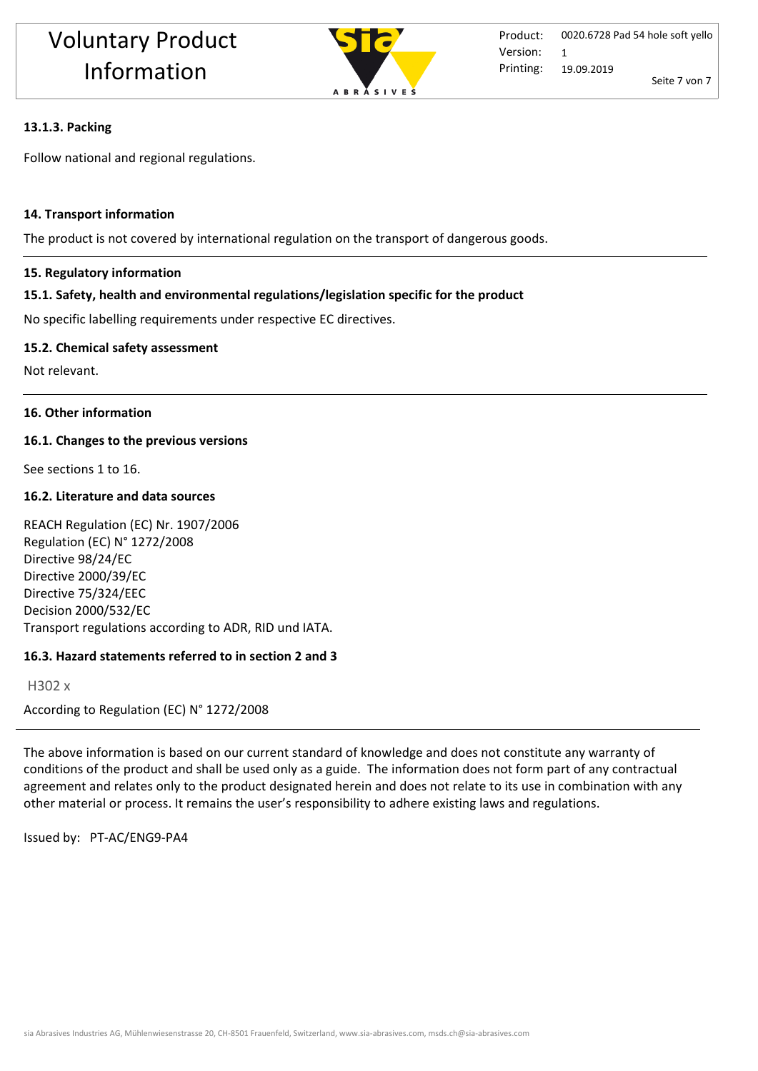### 13.1.3. Packing

Follow national and regional regulations.

## 14. Transport information

The product is not covered by international regulation on the transport of dangerous goods.

---

## 15. Regulatory information

### 15.1. Safety, health and environmental regulations/legislation specific for the product

No specific labelling requirements under respective EC directives.

### 15.2. Chemical safety assessment

Not relevant.

---

## 16. Other information

### 16.1. Changes to the previous versions

See sections 1 to 16.

### 16.2. Literature and data sources

REACH Regulation (EC) Nr. 1907/2006  
Regulation (EC) N° 1272/2008  
Directive 98/24/EC  
Directive 2000/39/EC  
Directive 75/324/EEC  
Decision 2000/532/EC  
Transport regulations according to ADR, RID und IATA.

### 16.3. Hazard statements referred to in section 2 and 3

H302 x

According to Regulation (EC) N° 1272/2008

---

The above information is based on our current standard of knowledge and does not constitute any warranty of conditions of the product and shall be used only as a guide. The information does not form part of any contractual agreement and relates only to the product designated herein and does not relate to its use in combination with any other material or process. It remains the user's responsibility to adhere existing laws and regulations.

Issued by: PT-AC/ENG9-PA4